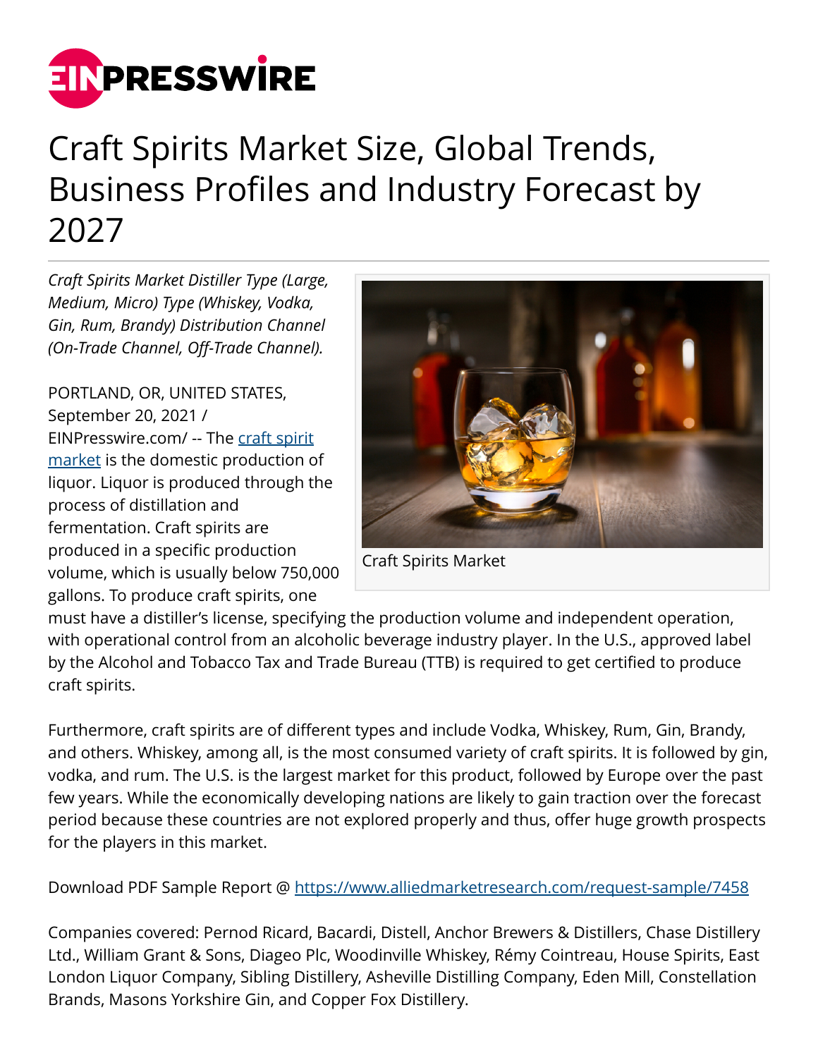# Craft Spirits Market Size, Global Trends, Business Profiles and Industry Forecast by 2027

*Craft Spirits Market Distiller Type (Large, Medium, Micro) Type (Whiskey, Vodka, Gin, Rum, Brandy) Distribution Channel (On-Trade Channel, Off-Trade Channel).*

Craft Spirits Market

PORTLAND, OR, UNITED STATES, September 20, 2021 / EINPresswire.com/ -- The craft spirit market is the domestic production of liquor. Liquor is produced through the process of distillation and fermentation. Craft spirits are produced in a specific production volume, which is usually below 750,000 gallons. To produce craft spirits, one must have a distiller's license, specifying the production volume and independent operation, with operational control from an alcoholic beverage industry player. In the U.S., approved label by the Alcohol and Tobacco Tax and Trade Bureau (TTB) is required to get certified to produce craft spirits.

Furthermore, craft spirits are of different types and include Vodka, Whiskey, Rum, Gin, Brandy, and others. Whiskey, among all, is the most consumed variety of craft spirits. It is followed by gin, vodka, and rum. The U.S. is the largest market for this product, followed by Europe over the past few years. While the economically developing nations are likely to gain traction over the forecast period because these countries are not explored properly and thus, offer huge growth prospects for the players in this market.

Download PDF Sample Report @ https://www.alliedmarketresearch.com/request-sample/7458

Companies covered: Pernod Ricard, Bacardi, Distell, Anchor Brewers & Distillers, Chase Distillery Ltd., William Grant & Sons, Diageo Plc, Woodinville Whiskey, Rémy Cointreau, House Spirits, East London Liquor Company, Sibling Distillery, Asheville Distilling Company, Eden Mill, Constellation Brands, Masons Yorkshire Gin, and Copper Fox Distillery.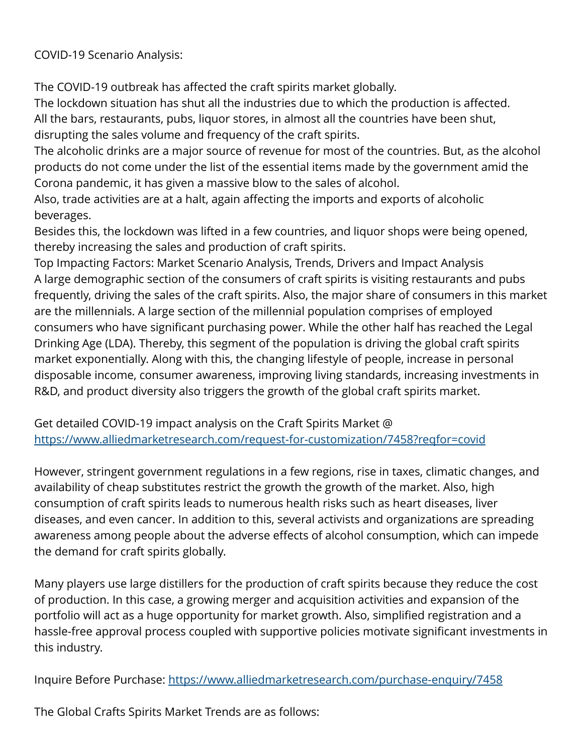COVID-19 Scenario Analysis:

The COVID-19 outbreak has affected the craft spirits market globally.
The lockdown situation has shut all the industries due to which the production is affected.
All the bars, restaurants, pubs, liquor stores, in almost all the countries have been shut, disrupting the sales volume and frequency of the craft spirits.
The alcoholic drinks are a major source of revenue for most of the countries. But, as the alcohol products do not come under the list of the essential items made by the government amid the Corona pandemic, it has given a massive blow to the sales of alcohol.
Also, trade activities are at a halt, again affecting the imports and exports of alcoholic beverages.
Besides this, the lockdown was lifted in a few countries, and liquor shops were being opened, thereby increasing the sales and production of craft spirits.
Top Impacting Factors: Market Scenario Analysis, Trends, Drivers and Impact Analysis
A large demographic section of the consumers of craft spirits is visiting restaurants and pubs frequently, driving the sales of the craft spirits. Also, the major share of consumers in this market are the millennials. A large section of the millennial population comprises of employed consumers who have significant purchasing power. While the other half has reached the Legal Drinking Age (LDA). Thereby, this segment of the population is driving the global craft spirits market exponentially. Along with this, the changing lifestyle of people, increase in personal disposable income, consumer awareness, improving living standards, increasing investments in R&D, and product diversity also triggers the growth of the global craft spirits market.

Get detailed COVID-19 impact analysis on the Craft Spirits Market @ [https://www.alliedmarketresearch.com/request-for-customization/7458?reqfor=covid](https://www.alliedmarketresearch.com/request-for-customization/7458?reqfor=covid)

However, stringent government regulations in a few regions, rise in taxes, climatic changes, and availability of cheap substitutes restrict the growth the growth of the market. Also, high consumption of craft spirits leads to numerous health risks such as heart diseases, liver diseases, and even cancer. In addition to this, several activists and organizations are spreading awareness among people about the adverse effects of alcohol consumption, which can impede the demand for craft spirits globally.

Many players use large distillers for the production of craft spirits because they reduce the cost of production. In this case, a growing merger and acquisition activities and expansion of the portfolio will act as a huge opportunity for market growth. Also, simplified registration and a hassle-free approval process coupled with supportive policies motivate significant investments in this industry.

Inquire Before Purchase: [https://www.alliedmarketresearch.com/purchase-enquiry/7458](https://www.alliedmarketresearch.com/purchase-enquiry/7458)

The Global Crafts Spirits Market Trends are as follows: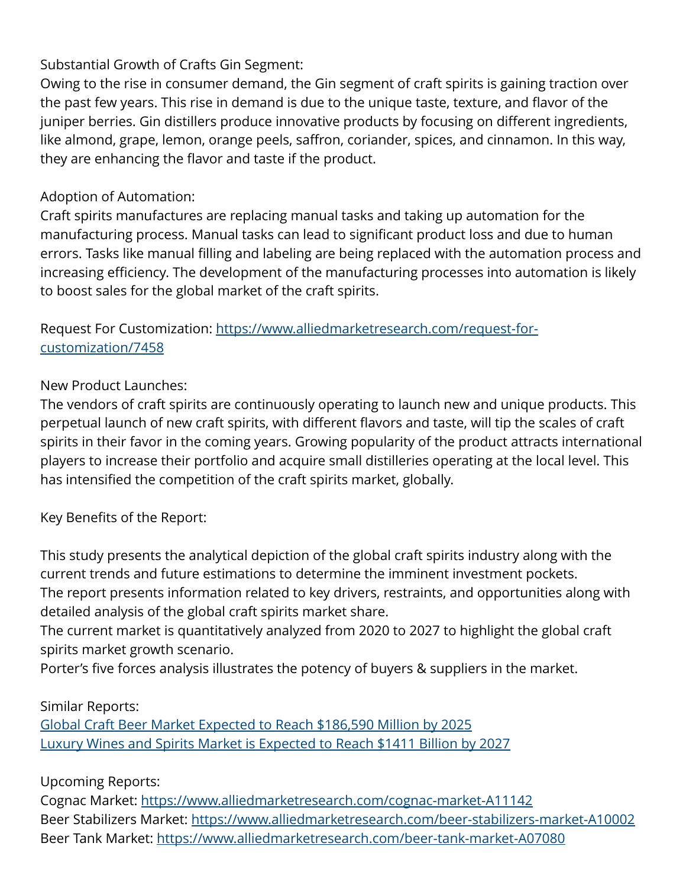Substantial Growth of Crafts Gin Segment:
Owing to the rise in consumer demand, the Gin segment of craft spirits is gaining traction over the past few years. This rise in demand is due to the unique taste, texture, and flavor of the juniper berries. Gin distillers produce innovative products by focusing on different ingredients, like almond, grape, lemon, orange peels, saffron, coriander, spices, and cinnamon. In this way, they are enhancing the flavor and taste if the product.

Adoption of Automation:
Craft spirits manufactures are replacing manual tasks and taking up automation for the manufacturing process. Manual tasks can lead to significant product loss and due to human errors. Tasks like manual filling and labeling are being replaced with the automation process and increasing efficiency. The development of the manufacturing processes into automation is likely to boost sales for the global market of the craft spirits.

Request For Customization: [https://www.alliedmarketresearch.com/request-for-customization/7458](https://www.alliedmarketresearch.com/request-for-customization/7458)

New Product Launches:
The vendors of craft spirits are continuously operating to launch new and unique products. This perpetual launch of new craft spirits, with different flavors and taste, will tip the scales of craft spirits in their favor in the coming years. Growing popularity of the product attracts international players to increase their portfolio and acquire small distilleries operating at the local level. This has intensified the competition of the craft spirits market, globally.

Key Benefits of the Report:

This study presents the analytical depiction of the global craft spirits industry along with the current trends and future estimations to determine the imminent investment pockets.
The report presents information related to key drivers, restraints, and opportunities along with detailed analysis of the global craft spirits market share.
The current market is quantitatively analyzed from 2020 to 2027 to highlight the global craft spirits market growth scenario.
Porter's five forces analysis illustrates the potency of buyers & suppliers in the market.

Similar Reports:
[Global Craft Beer Market Expected to Reach $186,590 Million by 2025]()
[Luxury Wines and Spirits Market is Expected to Reach $1411 Billion by 2027]()

Upcoming Reports:
Cognac Market: [https://www.alliedmarketresearch.com/cognac-market-A11142](https://www.alliedmarketresearch.com/cognac-market-A11142)
Beer Stabilizers Market: [https://www.alliedmarketresearch.com/beer-stabilizers-market-A10002](https://www.alliedmarketresearch.com/beer-stabilizers-market-A10002)
Beer Tank Market: [https://www.alliedmarketresearch.com/beer-tank-market-A07080](https://www.alliedmarketresearch.com/beer-tank-market-A07080)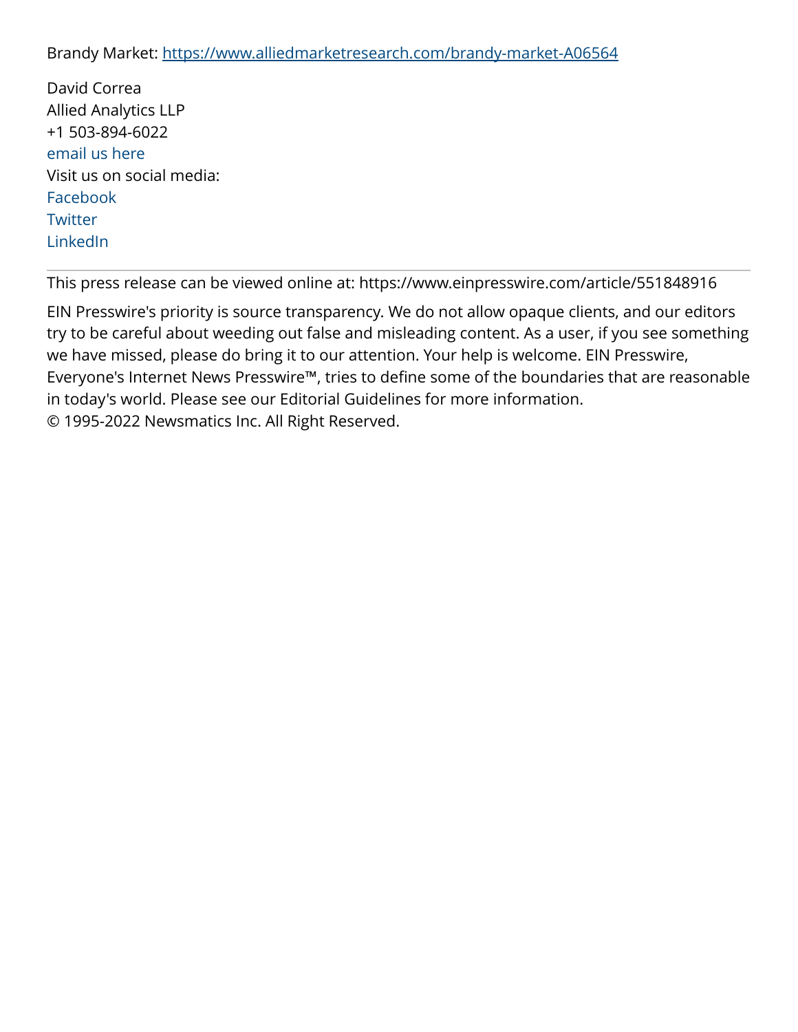Brandy Market: https://www.alliedmarketresearch.com/brandy-market-A06564

David Correa
Allied Analytics LLP
+1 503-894-6022
email us here
Visit us on social media:
Facebook
Twitter
LinkedIn

---

This press release can be viewed online at: https://www.einpresswire.com/article/551848916

EIN Presswire's priority is source transparency. We do not allow opaque clients, and our editors try to be careful about weeding out false and misleading content. As a user, if you see something we have missed, please do bring it to our attention. Your help is welcome. EIN Presswire, Everyone's Internet News Presswire™, tries to define some of the boundaries that are reasonable in today's world. Please see our Editorial Guidelines for more information.
© 1995-2022 Newsmatics Inc. All Right Reserved.